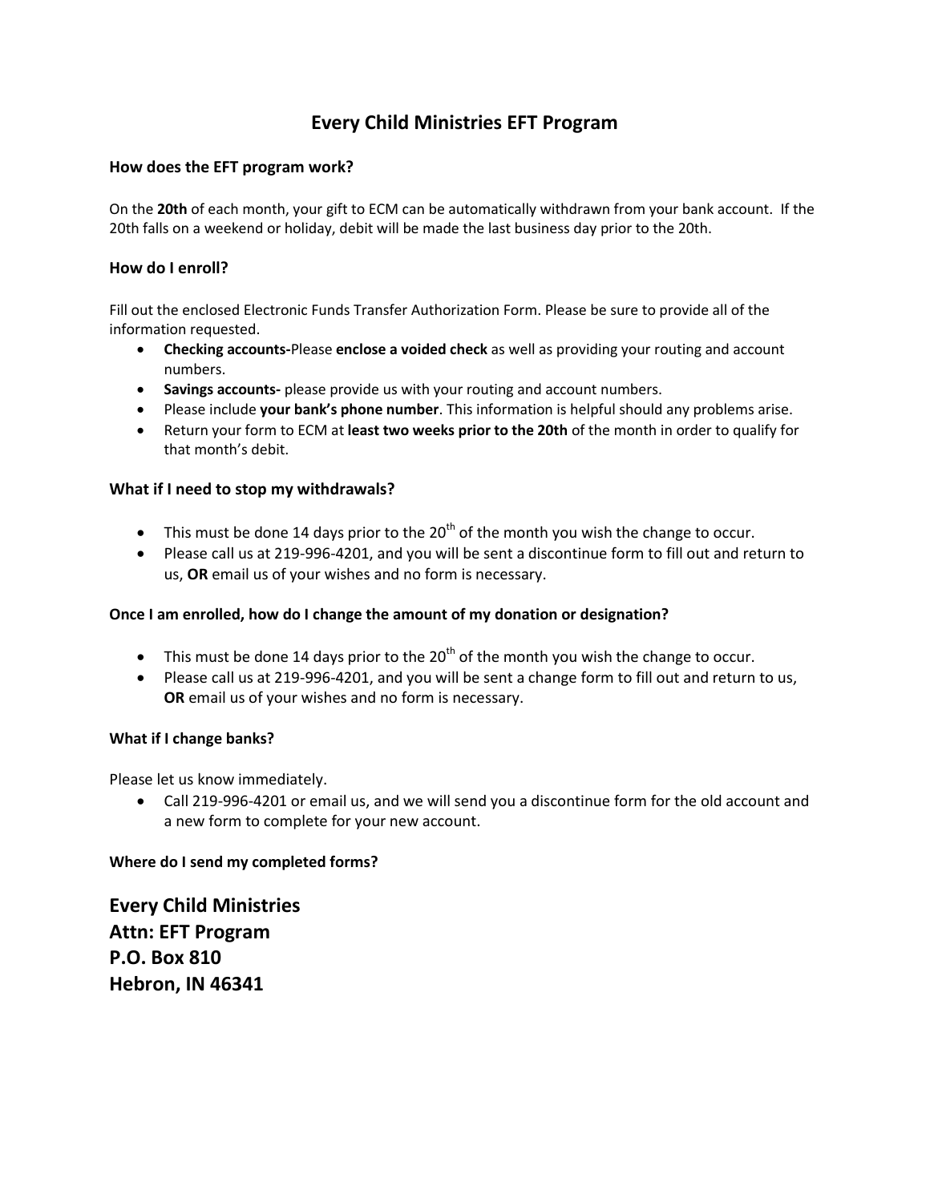# Every Child Ministries EFT Program

### How does the EFT program work?

On the **20th** of each month, your gift to ECM can be automatically withdrawn from your bank account. If the 20th falls on a weekend or holiday, debit will be made the last business day prior to the 20th.

### How do I enroll?

Fill out the enclosed Electronic Funds Transfer Authorization Form. Please be sure to provide all of the information requested.

- **Checking accounts-**Please **enclose a voided check** as well as providing your routing and account numbers.
- **Savings accounts-** please provide us with your routing and account numbers.
- Please include **your bank's phone number**. This information is helpful should any problems arise.
- Return your form to ECM at **least two weeks prior to the 20th** of the month in order to qualify for that month's debit.

### What if I need to stop my withdrawals?

- This must be done 14 days prior to the 20th of the month you wish the change to occur.
- Please call us at 219-996-4201, and you will be sent a discontinue form to fill out and return to us, **OR** email us of your wishes and no form is necessary.

#### Once I am enrolled, how do I change the amount of my donation or designation?

- This must be done 14 days prior to the 20th of the month you wish the change to occur.
- Please call us at 219-996-4201, and you will be sent a change form to fill out and return to us, **OR** email us of your wishes and no form is necessary.

#### What if I change banks?

Please let us know immediately.

- Call 219-996-4201 or email us, and we will send you a discontinue form for the old account and a new form to complete for your new account.

#### Where do I send my completed forms?

**Every Child Ministries**
**Attn: EFT Program**
**P.O. Box 810**
**Hebron, IN 46341**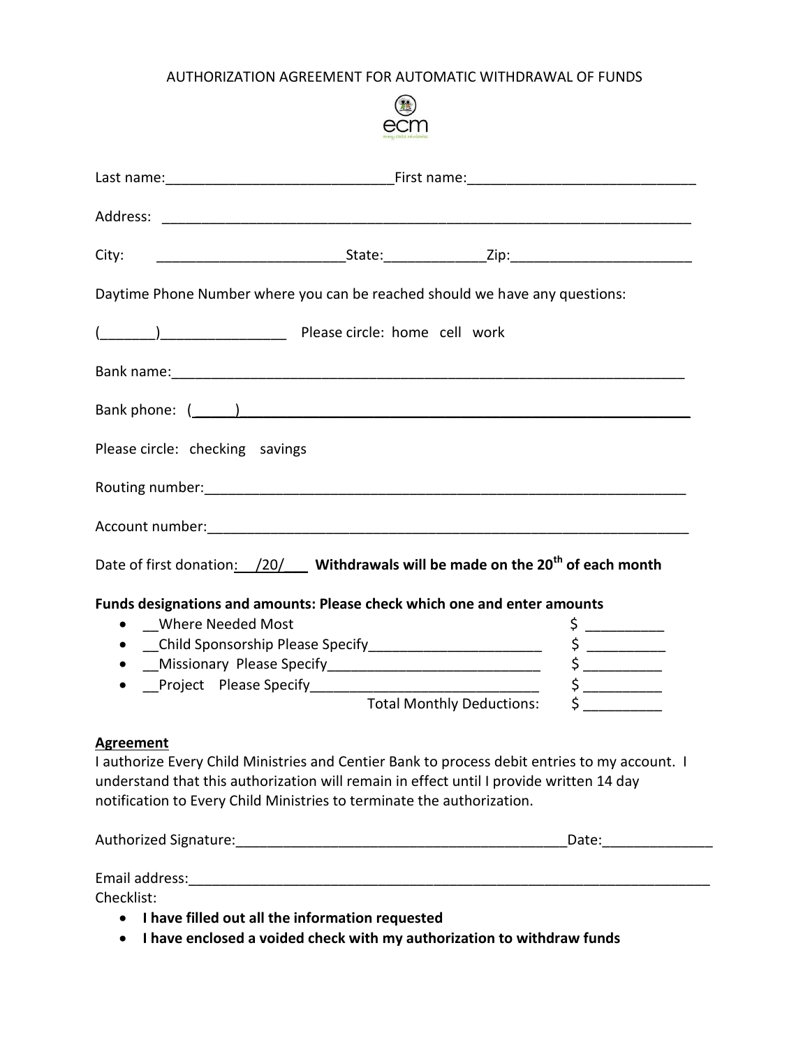AUTHORIZATION AGREEMENT FOR AUTOMATIC WITHDRAWAL OF FUNDS

ecm

Last name:____________________________First name:____________________________

Address: ____________________________________________________________________

City: ________________________State:____________Zip:______________________

Daytime Phone Number where you can be reached should we have any questions:

(_______)________________ Please circle: home cell work

Bank name:_________________________________________________________________

Bank phone: (______)_______________________________________________________

Please circle: checking savings

Routing number:_____________________________________________________________

Account number:____________________________________________________________

Date of first donation: ___/20/___ **Withdrawals will be made on the 20th of each month**

**Funds designations and amounts: Please check which one and enter amounts**

- __Where Needed Most $ __________
- __Child Sponsorship Please Specify______________________ $ __________
- __Missionary Please Specify__________________________ $ __________
- __Project Please Specify_____________________________ $ __________

Total Monthly Deductions: $ __________

**Agreement**

I authorize Every Child Ministries and Centier Bank to process debit entries to my account. I understand that this authorization will remain in effect until I provide written 14 day notification to Every Child Ministries to terminate the authorization.

Authorized Signature:___________________________________________Date:______________

Email address:_______________________________________________________________

Checklist:

- **I have filled out all the information requested**
- **I have enclosed a voided check with my authorization to withdraw funds**